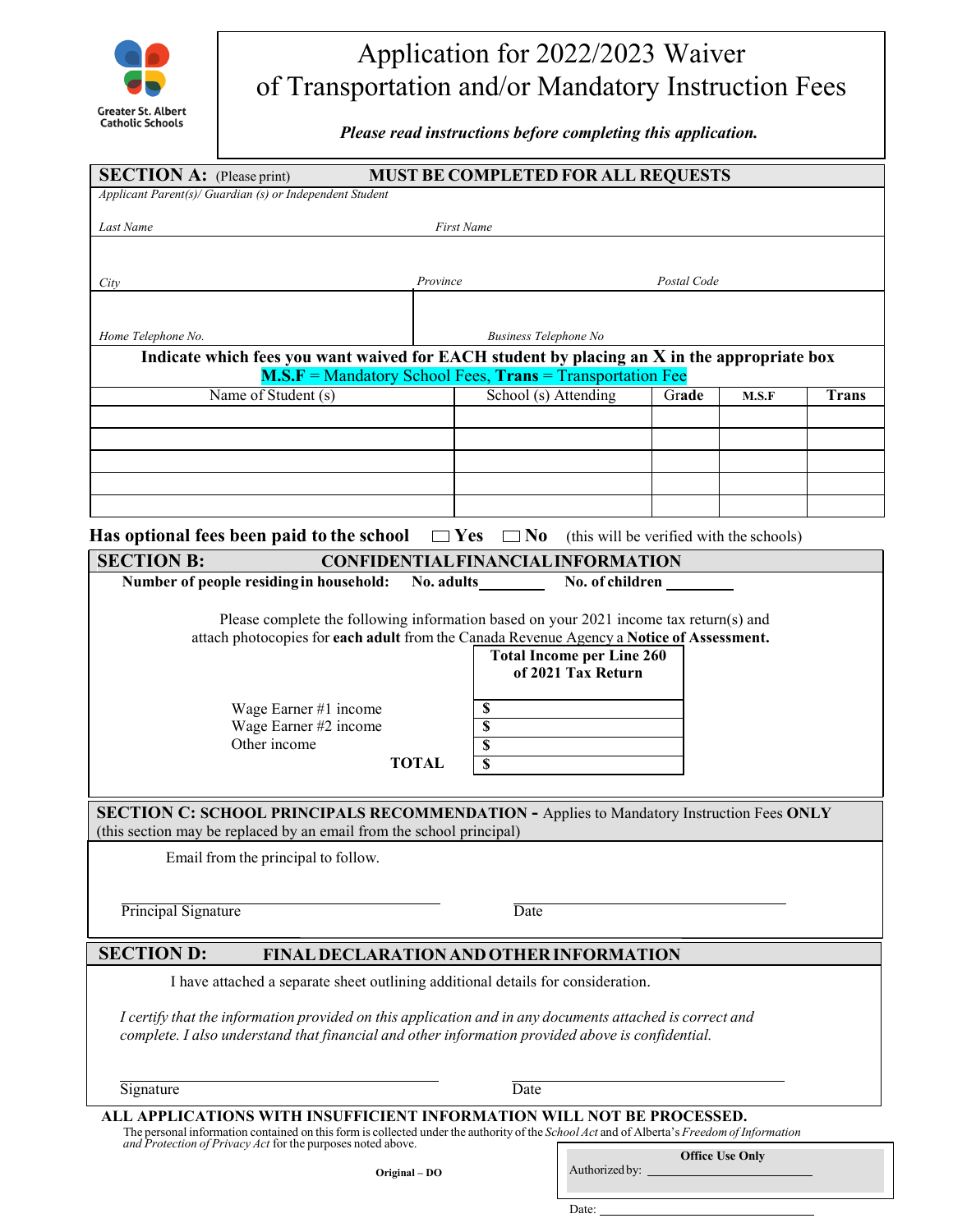Greater St. Albert Catholic Schools

# Application for 2022/2023 Waiver of Transportation and/or Mandatory Instruction Fees

***Please read instructions before completing this application.***

## SECTION A: (Please print) MUST BE COMPLETED FOR ALL REQUESTS

*Applicant Parent(s)/ Guardian (s) or Independent Student*

*Last Name* *First Name*

*City* *Province* *Postal Code*

*Home Telephone No.* *Business Telephone No*

**Indicate which fees you want waived for EACH student by placing an X in the appropriate box**

**M.S.F** = Mandatory School Fees, **Trans** = Transportation Fee

| Name of Student (s) | School (s) Attending | Grade | M.S.F | Trans |
|---|---|---|---|---|
| | | | | |
| | | | | |
| | | | | |
| | | | | |
| | | | | |

**Has optional fees been paid to the school** ☐ **Yes** ☐ **No** (this will be verified with the schools)

## SECTION B: CONFIDENTIAL FINANCIAL INFORMATION

**Number of people residing in household: No. adults________ No. of children ________**

Please complete the following information based on your 2021 income tax return(s) and attach photocopies for **each adult** from the Canada Revenue Agency a **Notice of Assessment.**

| | Total Income per Line 260 of 2021 Tax Return |
|---|---|
| Wage Earner #1 income | $ |
| Wage Earner #2 income | $ |
| Other income | $ |
| **TOTAL** | $ |

## SECTION C: SCHOOL PRINCIPALS RECOMMENDATION - Applies to Mandatory Instruction Fees ONLY

(this section may be replaced by an email from the school principal)

Email from the principal to follow.

Principal Signature ______________________ Date ______________________

## SECTION D: FINAL DECLARATION AND OTHER INFORMATION

I have attached a separate sheet outlining additional details for consideration.

*I certify that the information provided on this application and in any documents attached is correct and complete. I also understand that financial and other information provided above is confidential.*

Signature ______________________ Date ______________________

**ALL APPLICATIONS WITH INSUFFICIENT INFORMATION WILL NOT BE PROCESSED.**

The personal information contained on this form is collected under the authority of the *School Act* and of Alberta's *Freedom of Information and Protection of Privacy Act* for the purposes noted above.

**Original – DO**

**Office Use Only**

Authorized by: ______________________

Date: ______________________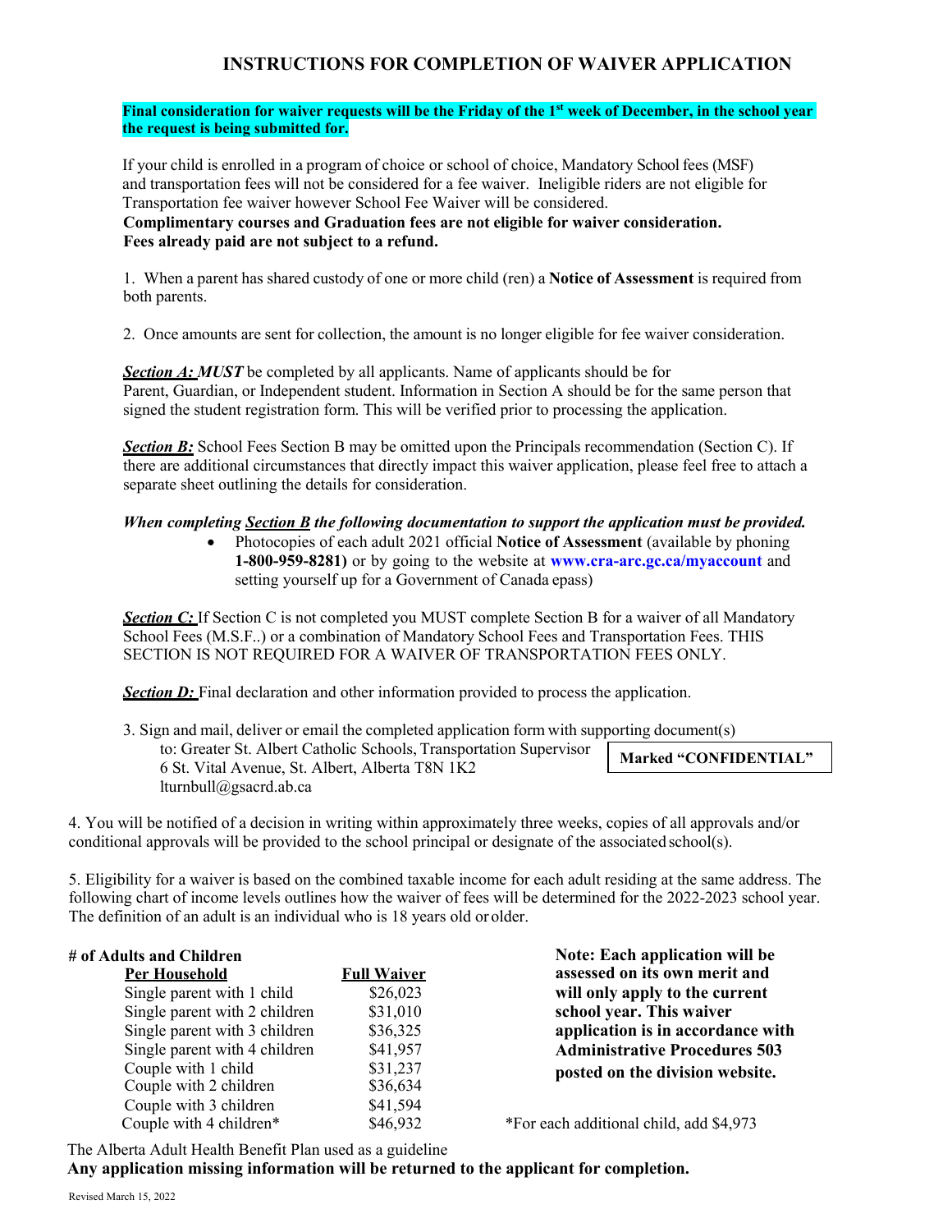# INSTRUCTIONS FOR COMPLETION OF WAIVER APPLICATION

**Final consideration for waiver requests will be the Friday of the 1st week of December, in the school year the request is being submitted for.**

If your child is enrolled in a program of choice or school of choice, Mandatory School fees (MSF) and transportation fees will not be considered for a fee waiver. Ineligible riders are not eligible for Transportation fee waiver however School Fee Waiver will be considered.
**Complimentary courses and Graduation fees are not eligible for waiver consideration.**
**Fees already paid are not subject to a refund.**

1. When a parent has shared custody of one or more child (ren) a **Notice of Assessment** is required from both parents.

2. Once amounts are sent for collection, the amount is no longer eligible for fee waiver consideration.

***Section A:*** ***MUST*** be completed by all applicants. Name of applicants should be for Parent, Guardian, or Independent student. Information in Section A should be for the same person that signed the student registration form. This will be verified prior to processing the application.

***Section B:*** School Fees Section B may be omitted upon the Principals recommendation (Section C). If there are additional circumstances that directly impact this waiver application, please feel free to attach a separate sheet outlining the details for consideration.

***When completing Section B the following documentation to support the application must be provided.***

- Photocopies of each adult 2021 official **Notice of Assessment** (available by phoning **1-800-959-8281)** or by going to the website at **www.cra-arc.gc.ca/myaccount** and setting yourself up for a Government of Canada epass)

***Section C:*** If Section C is not completed you MUST complete Section B for a waiver of all Mandatory School Fees (M.S.F..) or a combination of Mandatory School Fees and Transportation Fees. THIS SECTION IS NOT REQUIRED FOR A WAIVER OF TRANSPORTATION FEES ONLY.

***Section D:*** Final declaration and other information provided to process the application.

3. Sign and mail, deliver or email the completed application form with supporting document(s) to: Greater St. Albert Catholic Schools, Transportation Supervisor
6 St. Vital Avenue, St. Albert, Alberta T8N 1K2
lturnbull@gsacrd.ab.ca

**Marked "CONFIDENTIAL"**

4. You will be notified of a decision in writing within approximately three weeks, copies of all approvals and/or conditional approvals will be provided to the school principal or designate of the associated school(s).

5. Eligibility for a waiver is based on the combined taxable income for each adult residing at the same address. The following chart of income levels outlines how the waiver of fees will be determined for the 2022-2023 school year. The definition of an adult is an individual who is 18 years old or older.

**# of Adults and Children**

| **Per Household** | **Full Waiver** |
|---|---|
| Single parent with 1 child | $26,023 |
| Single parent with 2 children | $31,010 |
| Single parent with 3 children | $36,325 |
| Single parent with 4 children | $41,957 |
| Couple with 1 child | $31,237 |
| Couple with 2 children | $36,634 |
| Couple with 3 children | $41,594 |
| Couple with 4 children* | $46,932 |

*For each additional child, add $4,973

**Note: Each application will be assessed on its own merit and will only apply to the current school year. This waiver application is in accordance with Administrative Procedures 503 posted on the division website.**

The Alberta Adult Health Benefit Plan used as a guideline
**Any application missing information will be returned to the applicant for completion.**

Revised March 15, 2022